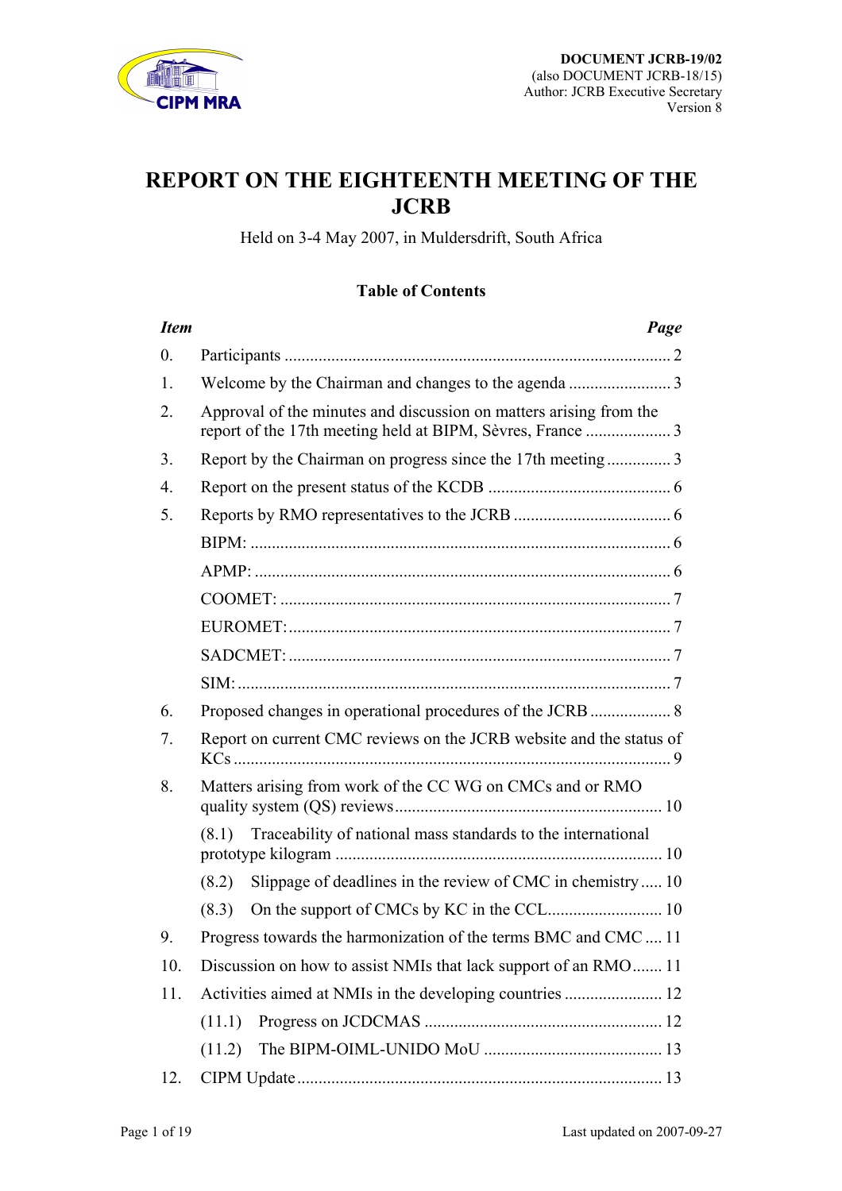DOCUMENT JCRB-19/02
(also DOCUMENT JCRB-18/15)
Author: JCRB Executive Secretary
Version 8

# REPORT ON THE EIGHTEENTH MEETING OF THE JCRB

Held on 3-4 May 2007, in Muldersdrift, South Africa

## Table of Contents

| *Item* | | *Page* |
|---|---|---|
| 0. | Participants | 2 |
| 1. | Welcome by the Chairman and changes to the agenda | 3 |
| 2. | Approval of the minutes and discussion on matters arising from the report of the 17th meeting held at BIPM, Sèvres, France | 3 |
| 3. | Report by the Chairman on progress since the 17th meeting | 3 |
| 4. | Report on the present status of the KCDB | 6 |
| 5. | Reports by RMO representatives to the JCRB | 6 |
| | BIPM: | 6 |
| | APMP: | 6 |
| | COOMET: | 7 |
| | EUROMET: | 7 |
| | SADCMET: | 7 |
| | SIM: | 7 |
| 6. | Proposed changes in operational procedures of the JCRB | 8 |
| 7. | Report on current CMC reviews on the JCRB website and the status of KCs | 9 |
| 8. | Matters arising from work of the CC WG on CMCs and or RMO quality system (QS) reviews | 10 |
| | (8.1) Traceability of national mass standards to the international prototype kilogram | 10 |
| | (8.2) Slippage of deadlines in the review of CMC in chemistry | 10 |
| | (8.3) On the support of CMCs by KC in the CCL | 10 |
| 9. | Progress towards the harmonization of the terms BMC and CMC | 11 |
| 10. | Discussion on how to assist NMIs that lack support of an RMO | 11 |
| 11. | Activities aimed at NMIs in the developing countries | 12 |
| | (11.1) Progress on JCDCMAS | 12 |
| | (11.2) The BIPM-OIML-UNIDO MoU | 13 |
| 12. | CIPM Update | 13 |

Last updated on 2007-09-27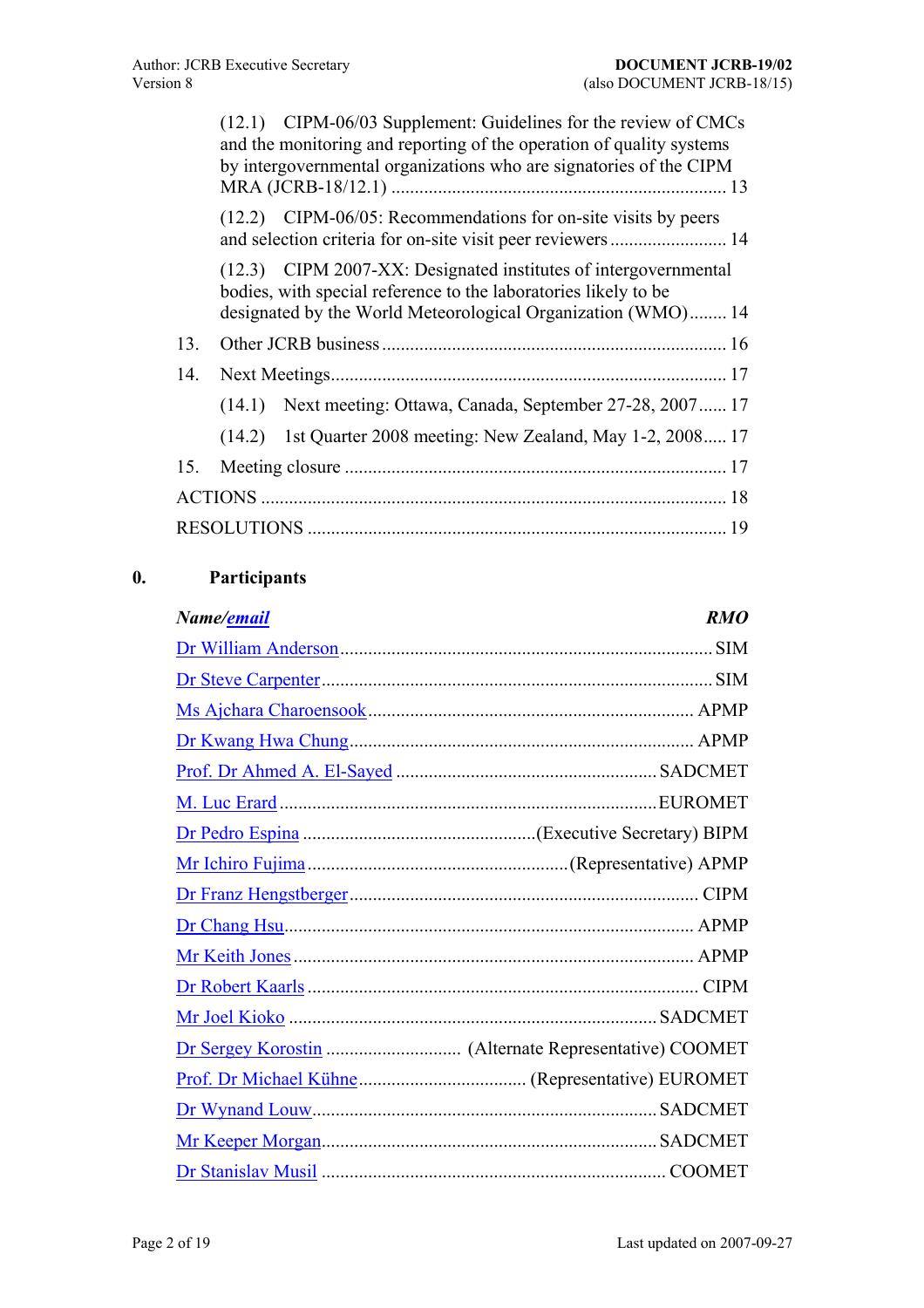(12.1) CIPM-06/03 Supplement: Guidelines for the review of CMCs and the monitoring and reporting of the operation of quality systems by intergovernmental organizations who are signatories of the CIPM MRA (JCRB-18/12.1) ........ 13

(12.2) CIPM-06/05: Recommendations for on-site visits by peers and selection criteria for on-site visit peer reviewers ........ 14

(12.3) CIPM 2007-XX: Designated institutes of intergovernmental bodies, with special reference to the laboratories likely to be designated by the World Meteorological Organization (WMO) ........ 14

13. Other JCRB business ........ 16

14. Next Meetings ........ 17

(14.1) Next meeting: Ottawa, Canada, September 27-28, 2007 ........ 17

(14.2) 1st Quarter 2008 meeting: New Zealand, May 1-2, 2008 ........ 17

15. Meeting closure ........ 17

ACTIONS ........ 18

RESOLUTIONS ........ 19

## 0. Participants

| *Name/email* | *RMO* |
|---|---|
| Dr William Anderson | SIM |
| Dr Steve Carpenter | SIM |
| Ms Ajchara Charoensook | APMP |
| Dr Kwang Hwa Chung | APMP |
| Prof. Dr Ahmed A. El-Sayed | SADCMET |
| M. Luc Erard | EUROMET |
| Dr Pedro Espina | (Executive Secretary) BIPM |
| Mr Ichiro Fujima | (Representative) APMP |
| Dr Franz Hengstberger | CIPM |
| Dr Chang Hsu | APMP |
| Mr Keith Jones | APMP |
| Dr Robert Kaarls | CIPM |
| Mr Joel Kioko | SADCMET |
| Dr Sergey Korostin | (Alternate Representative) COOMET |
| Prof. Dr Michael Kühne | (Representative) EUROMET |
| Dr Wynand Louw | SADCMET |
| Mr Keeper Morgan | SADCMET |
| Dr Stanislav Musil | COOMET |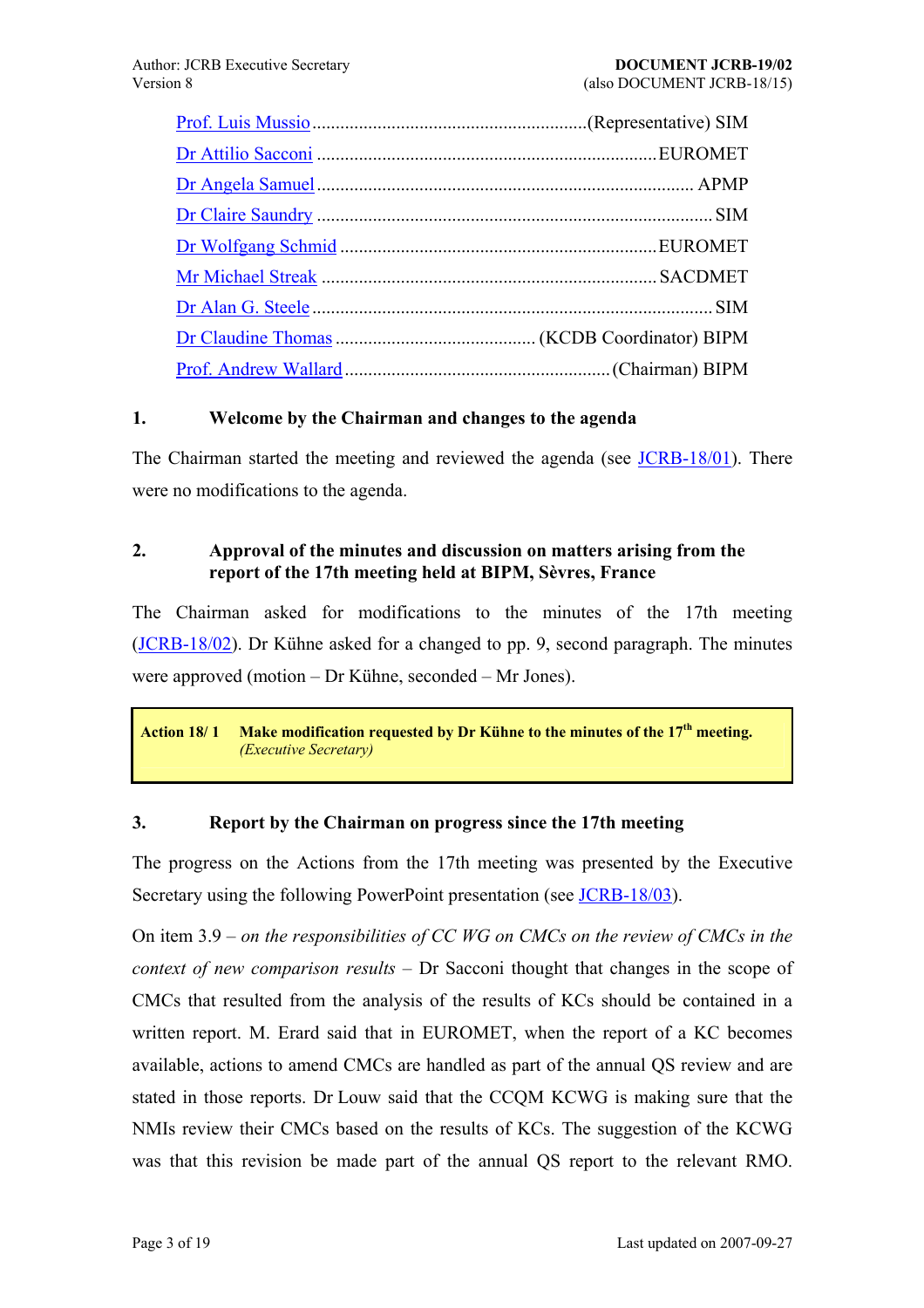Prof. Luis Mussio ............................................................(Representative) SIM
Dr Attilio Sacconi .......................................................................... EUROMET
Dr Angela Samuel ................................................................................ APMP
Dr Claire Saundry ...................................................................................... SIM
Dr Wolfgang Schmid .................................................................... EUROMET
Mr Michael Streak ........................................................................ SACDMET
Dr Alan G. Steele ......................................................................................... SIM
Dr Claudine Thomas ........................................... (KCDB Coordinator) BIPM
Prof. Andrew Wallard ........................................................(Chairman) BIPM

## 1. Welcome by the Chairman and changes to the agenda

The Chairman started the meeting and reviewed the agenda (see JCRB-18/01). There were no modifications to the agenda.

## 2. Approval of the minutes and discussion on matters arising from the report of the 17th meeting held at BIPM, Sèvres, France

The Chairman asked for modifications to the minutes of the 17th meeting (JCRB-18/02). Dr Kühne asked for a changed to pp. 9, second paragraph. The minutes were approved (motion – Dr Kühne, seconded – Mr Jones).

| Action 18/ 1 | **Make modification requested by Dr Kühne to the minutes of the 17th meeting.** *(Executive Secretary)* |
|---|---|

## 3. Report by the Chairman on progress since the 17th meeting

The progress on the Actions from the 17th meeting was presented by the Executive Secretary using the following PowerPoint presentation (see JCRB-18/03).

On item 3.9 – *on the responsibilities of CC WG on CMCs on the review of CMCs in the context of new comparison results* – Dr Sacconi thought that changes in the scope of CMCs that resulted from the analysis of the results of KCs should be contained in a written report. M. Erard said that in EUROMET, when the report of a KC becomes available, actions to amend CMCs are handled as part of the annual QS review and are stated in those reports. Dr Louw said that the CCQM KCWG is making sure that the NMIs review their CMCs based on the results of KCs. The suggestion of the KCWG was that this revision be made part of the annual QS report to the relevant RMO.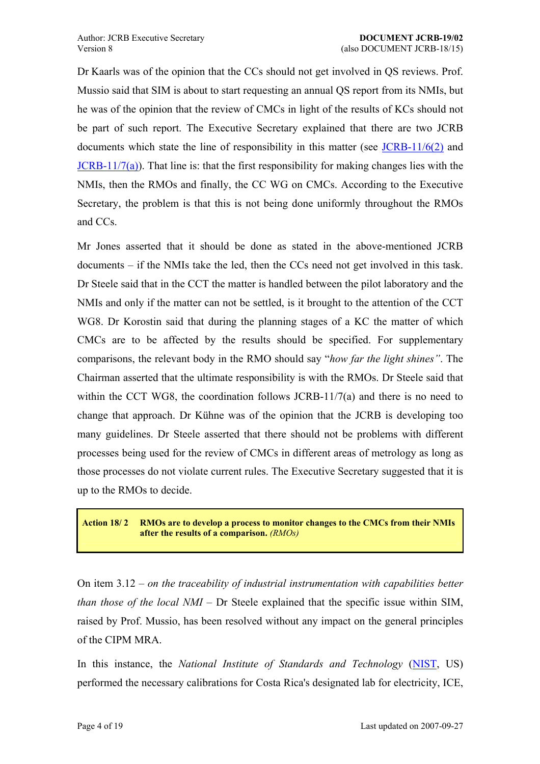Dr Kaarls was of the opinion that the CCs should not get involved in QS reviews. Prof. Mussio said that SIM is about to start requesting an annual QS report from its NMIs, but he was of the opinion that the review of CMCs in light of the results of KCs should not be part of such report. The Executive Secretary explained that there are two JCRB documents which state the line of responsibility in this matter (see JCRB-11/6(2) and JCRB-11/7(a)). That line is: that the first responsibility for making changes lies with the NMIs, then the RMOs and finally, the CC WG on CMCs. According to the Executive Secretary, the problem is that this is not being done uniformly throughout the RMOs and CCs.

Mr Jones asserted that it should be done as stated in the above-mentioned JCRB documents – if the NMIs take the led, then the CCs need not get involved in this task. Dr Steele said that in the CCT the matter is handled between the pilot laboratory and the NMIs and only if the matter can not be settled, is it brought to the attention of the CCT WG8. Dr Korostin said that during the planning stages of a KC the matter of which CMCs are to be affected by the results should be specified. For supplementary comparisons, the relevant body in the RMO should say "*how far the light shines"*. The Chairman asserted that the ultimate responsibility is with the RMOs. Dr Steele said that within the CCT WG8, the coordination follows JCRB-11/7(a) and there is no need to change that approach. Dr Kühne was of the opinion that the JCRB is developing too many guidelines. Dr Steele asserted that there should not be problems with different processes being used for the review of CMCs in different areas of metrology as long as those processes do not violate current rules. The Executive Secretary suggested that it is up to the RMOs to decide.

> **Action 18/ 2 RMOs are to develop a process to monitor changes to the CMCs from their NMIs after the results of a comparison.** *(RMOs)*

On item 3.12 – *on the traceability of industrial instrumentation with capabilities better than those of the local NMI* – Dr Steele explained that the specific issue within SIM, raised by Prof. Mussio, has been resolved without any impact on the general principles of the CIPM MRA.

In this instance, the *National Institute of Standards and Technology* (NIST, US) performed the necessary calibrations for Costa Rica's designated lab for electricity, ICE,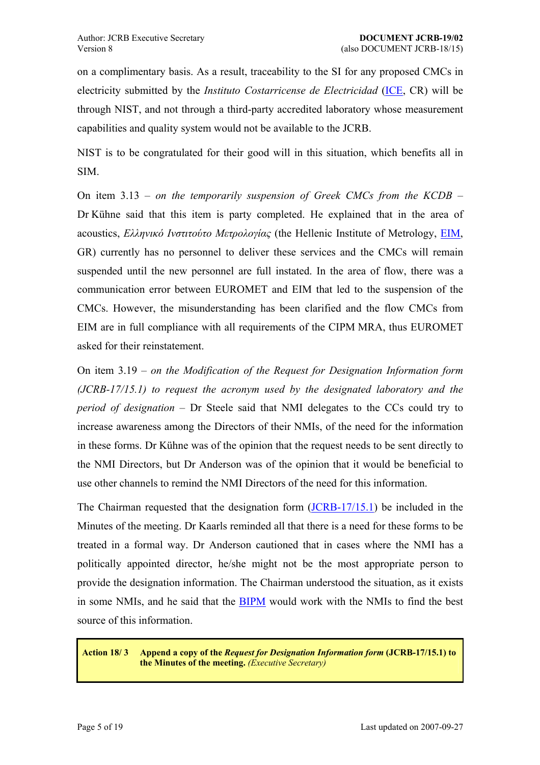on a complimentary basis. As a result, traceability to the SI for any proposed CMCs in electricity submitted by the *Instituto Costarricense de Electricidad* (ICE, CR) will be through NIST, and not through a third-party accredited laboratory whose measurement capabilities and quality system would not be available to the JCRB.

NIST is to be congratulated for their good will in this situation, which benefits all in SIM.

On item 3.13 – *on the temporarily suspension of Greek CMCs from the KCDB* – Dr Kühne said that this item is party completed. He explained that in the area of acoustics, *Ελληνικό Ινστιτούτο Μετρολογίας* (the Hellenic Institute of Metrology, EIM, GR) currently has no personnel to deliver these services and the CMCs will remain suspended until the new personnel are full instated. In the area of flow, there was a communication error between EUROMET and EIM that led to the suspension of the CMCs. However, the misunderstanding has been clarified and the flow CMCs from EIM are in full compliance with all requirements of the CIPM MRA, thus EUROMET asked for their reinstatement.

On item 3.19 – *on the Modification of the Request for Designation Information form (JCRB-17/15.1) to request the acronym used by the designated laboratory and the period of designation* – Dr Steele said that NMI delegates to the CCs could try to increase awareness among the Directors of their NMIs, of the need for the information in these forms. Dr Kühne was of the opinion that the request needs to be sent directly to the NMI Directors, but Dr Anderson was of the opinion that it would be beneficial to use other channels to remind the NMI Directors of the need for this information.

The Chairman requested that the designation form (JCRB-17/15.1) be included in the Minutes of the meeting. Dr Kaarls reminded all that there is a need for these forms to be treated in a formal way. Dr Anderson cautioned that in cases where the NMI has a politically appointed director, he/she might not be the most appropriate person to provide the designation information. The Chairman understood the situation, as it exists in some NMIs, and he said that the BIPM would work with the NMIs to find the best source of this information.

| **Action 18/ 3** | **Append a copy of the *Request for Designation Information form* (JCRB-17/15.1) to the Minutes of the meeting.** *(Executive Secretary)* |
|---|---|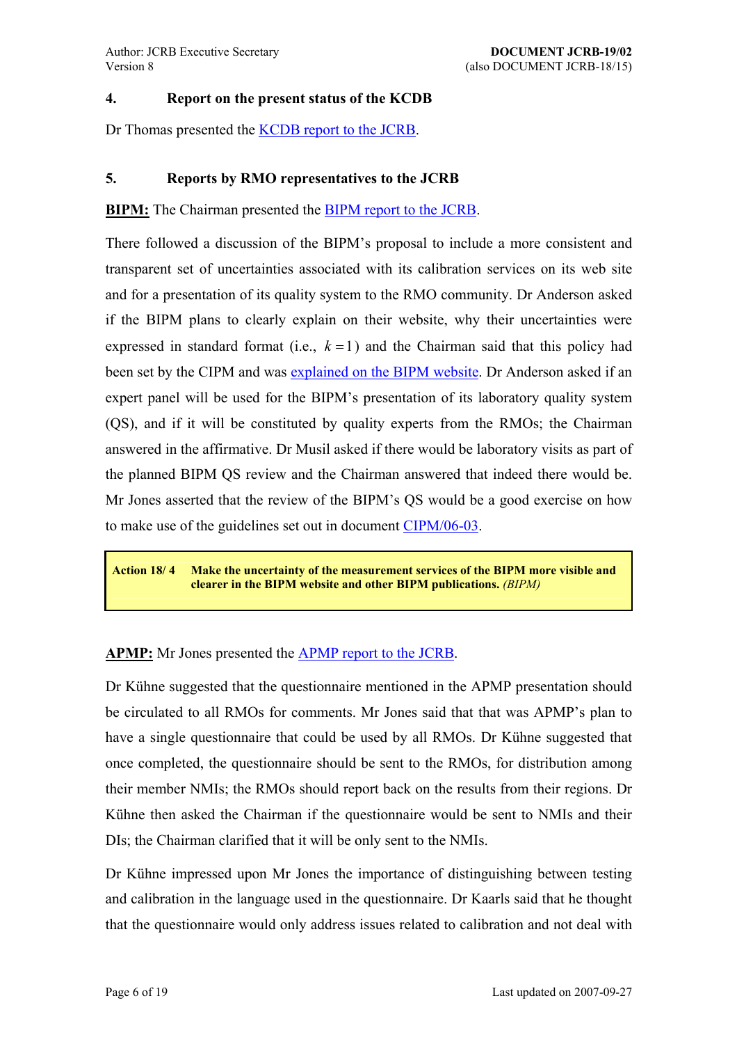## 4. Report on the present status of the KCDB

Dr Thomas presented the KCDB report to the JCRB.

## 5. Reports by RMO representatives to the JCRB

**BIPM:** The Chairman presented the BIPM report to the JCRB.

There followed a discussion of the BIPM's proposal to include a more consistent and transparent set of uncertainties associated with its calibration services on its web site and for a presentation of its quality system to the RMO community. Dr Anderson asked if the BIPM plans to clearly explain on their website, why their uncertainties were expressed in standard format (i.e., $k = 1$) and the Chairman said that this policy had been set by the CIPM and was explained on the BIPM website. Dr Anderson asked if an expert panel will be used for the BIPM's presentation of its laboratory quality system (QS), and if it will be constituted by quality experts from the RMOs; the Chairman answered in the affirmative. Dr Musil asked if there would be laboratory visits as part of the planned BIPM QS review and the Chairman answered that indeed there would be. Mr Jones asserted that the review of the BIPM's QS would be a good exercise on how to make use of the guidelines set out in document CIPM/06-03.

| **Action 18/ 4** | **Make the uncertainty of the measurement services of the BIPM more visible and clearer in the BIPM website and other BIPM publications.** *(BIPM)* |
|---|---|

**APMP:** Mr Jones presented the APMP report to the JCRB.

Dr Kühne suggested that the questionnaire mentioned in the APMP presentation should be circulated to all RMOs for comments. Mr Jones said that that was APMP's plan to have a single questionnaire that could be used by all RMOs. Dr Kühne suggested that once completed, the questionnaire should be sent to the RMOs, for distribution among their member NMIs; the RMOs should report back on the results from their regions. Dr Kühne then asked the Chairman if the questionnaire would be sent to NMIs and their DIs; the Chairman clarified that it will be only sent to the NMIs.

Dr Kühne impressed upon Mr Jones the importance of distinguishing between testing and calibration in the language used in the questionnaire. Dr Kaarls said that he thought that the questionnaire would only address issues related to calibration and not deal with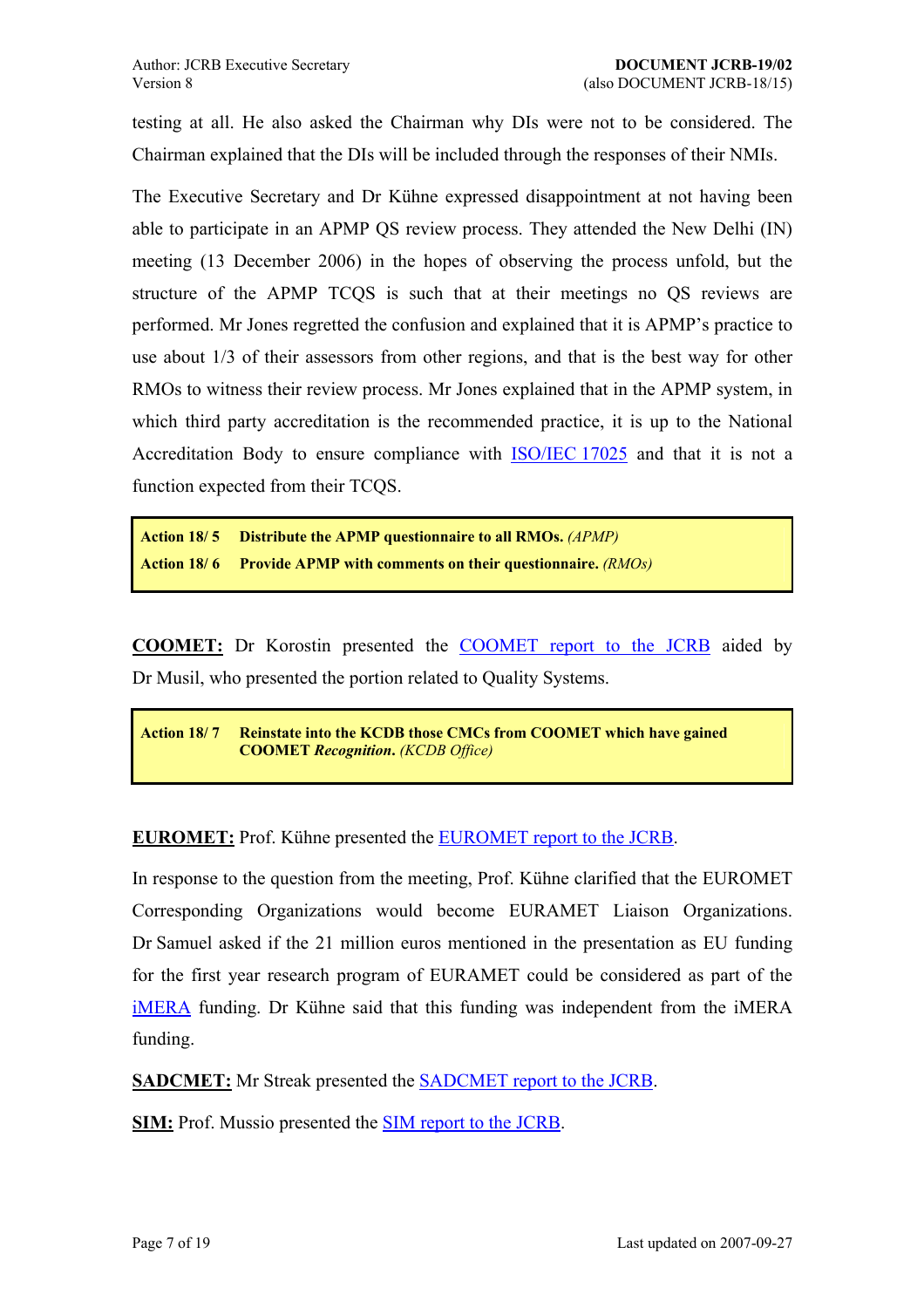testing at all. He also asked the Chairman why DIs were not to be considered. The Chairman explained that the DIs will be included through the responses of their NMIs.

The Executive Secretary and Dr Kühne expressed disappointment at not having been able to participate in an APMP QS review process. They attended the New Delhi (IN) meeting (13 December 2006) in the hopes of observing the process unfold, but the structure of the APMP TCQS is such that at their meetings no QS reviews are performed. Mr Jones regretted the confusion and explained that it is APMP's practice to use about 1/3 of their assessors from other regions, and that is the best way for other RMOs to witness their review process. Mr Jones explained that in the APMP system, in which third party accreditation is the recommended practice, it is up to the National Accreditation Body to ensure compliance with ISO/IEC 17025 and that it is not a function expected from their TCQS.

| | |
|---|---|
| **Action 18/ 5** | **Distribute the APMP questionnaire to all RMOs.** *(APMP)* |
| **Action 18/ 6** | **Provide APMP with comments on their questionnaire.** *(RMOs)* |

**COOMET:** Dr Korostin presented the COOMET report to the JCRB aided by Dr Musil, who presented the portion related to Quality Systems.

| | |
|---|---|
| **Action 18/ 7** | **Reinstate into the KCDB those CMCs from COOMET which have gained COOMET *Recognition*.** *(KCDB Office)* |

**EUROMET:** Prof. Kühne presented the EUROMET report to the JCRB.

In response to the question from the meeting, Prof. Kühne clarified that the EUROMET Corresponding Organizations would become EURAMET Liaison Organizations. Dr Samuel asked if the 21 million euros mentioned in the presentation as EU funding for the first year research program of EURAMET could be considered as part of the iMERA funding. Dr Kühne said that this funding was independent from the iMERA funding.

**SADCMET:** Mr Streak presented the SADCMET report to the JCRB.

**SIM:** Prof. Mussio presented the SIM report to the JCRB.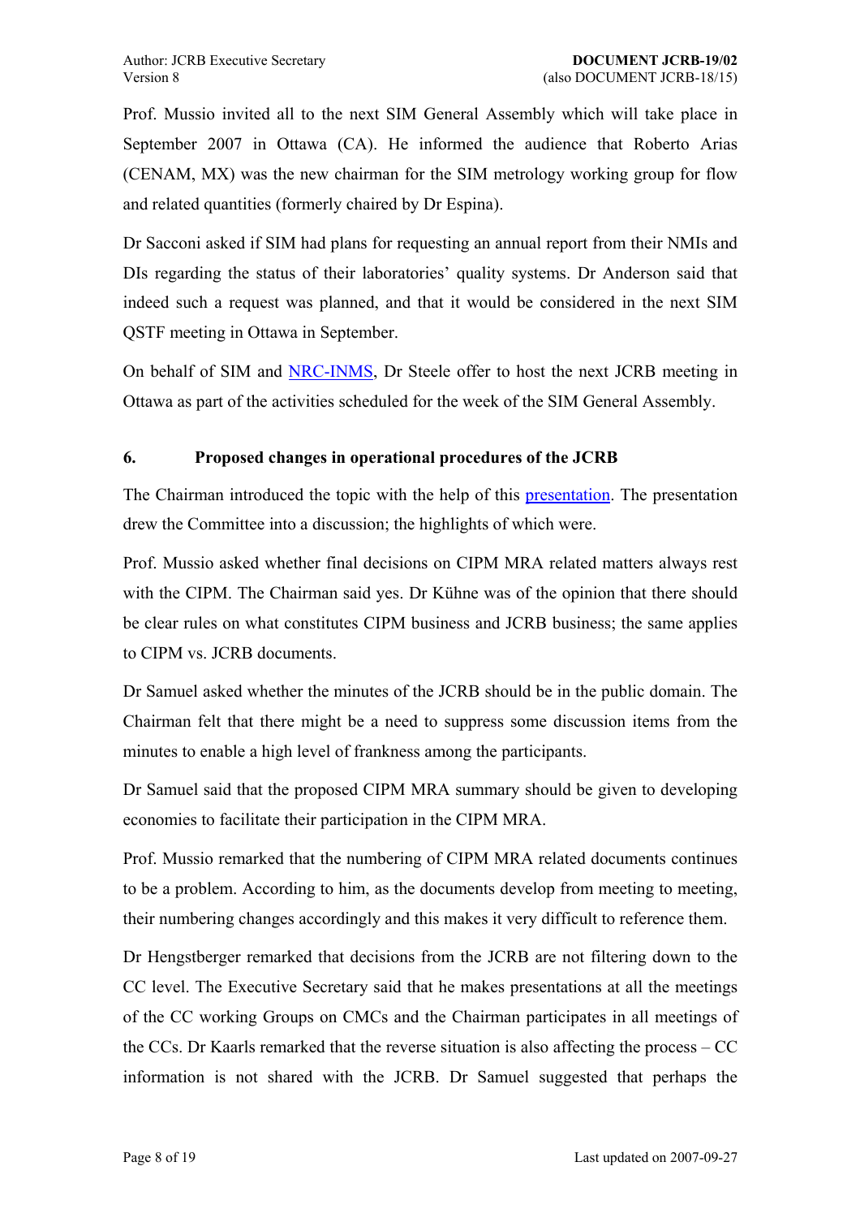Prof. Mussio invited all to the next SIM General Assembly which will take place in September 2007 in Ottawa (CA). He informed the audience that Roberto Arias (CENAM, MX) was the new chairman for the SIM metrology working group for flow and related quantities (formerly chaired by Dr Espina).

Dr Sacconi asked if SIM had plans for requesting an annual report from their NMIs and DIs regarding the status of their laboratories' quality systems. Dr Anderson said that indeed such a request was planned, and that it would be considered in the next SIM QSTF meeting in Ottawa in September.

On behalf of SIM and NRC-INMS, Dr Steele offer to host the next JCRB meeting in Ottawa as part of the activities scheduled for the week of the SIM General Assembly.

## 6. Proposed changes in operational procedures of the JCRB

The Chairman introduced the topic with the help of this presentation. The presentation drew the Committee into a discussion; the highlights of which were.

Prof. Mussio asked whether final decisions on CIPM MRA related matters always rest with the CIPM. The Chairman said yes. Dr Kühne was of the opinion that there should be clear rules on what constitutes CIPM business and JCRB business; the same applies to CIPM vs. JCRB documents.

Dr Samuel asked whether the minutes of the JCRB should be in the public domain. The Chairman felt that there might be a need to suppress some discussion items from the minutes to enable a high level of frankness among the participants.

Dr Samuel said that the proposed CIPM MRA summary should be given to developing economies to facilitate their participation in the CIPM MRA.

Prof. Mussio remarked that the numbering of CIPM MRA related documents continues to be a problem. According to him, as the documents develop from meeting to meeting, their numbering changes accordingly and this makes it very difficult to reference them.

Dr Hengstberger remarked that decisions from the JCRB are not filtering down to the CC level. The Executive Secretary said that he makes presentations at all the meetings of the CC working Groups on CMCs and the Chairman participates in all meetings of the CCs. Dr Kaarls remarked that the reverse situation is also affecting the process – CC information is not shared with the JCRB. Dr Samuel suggested that perhaps the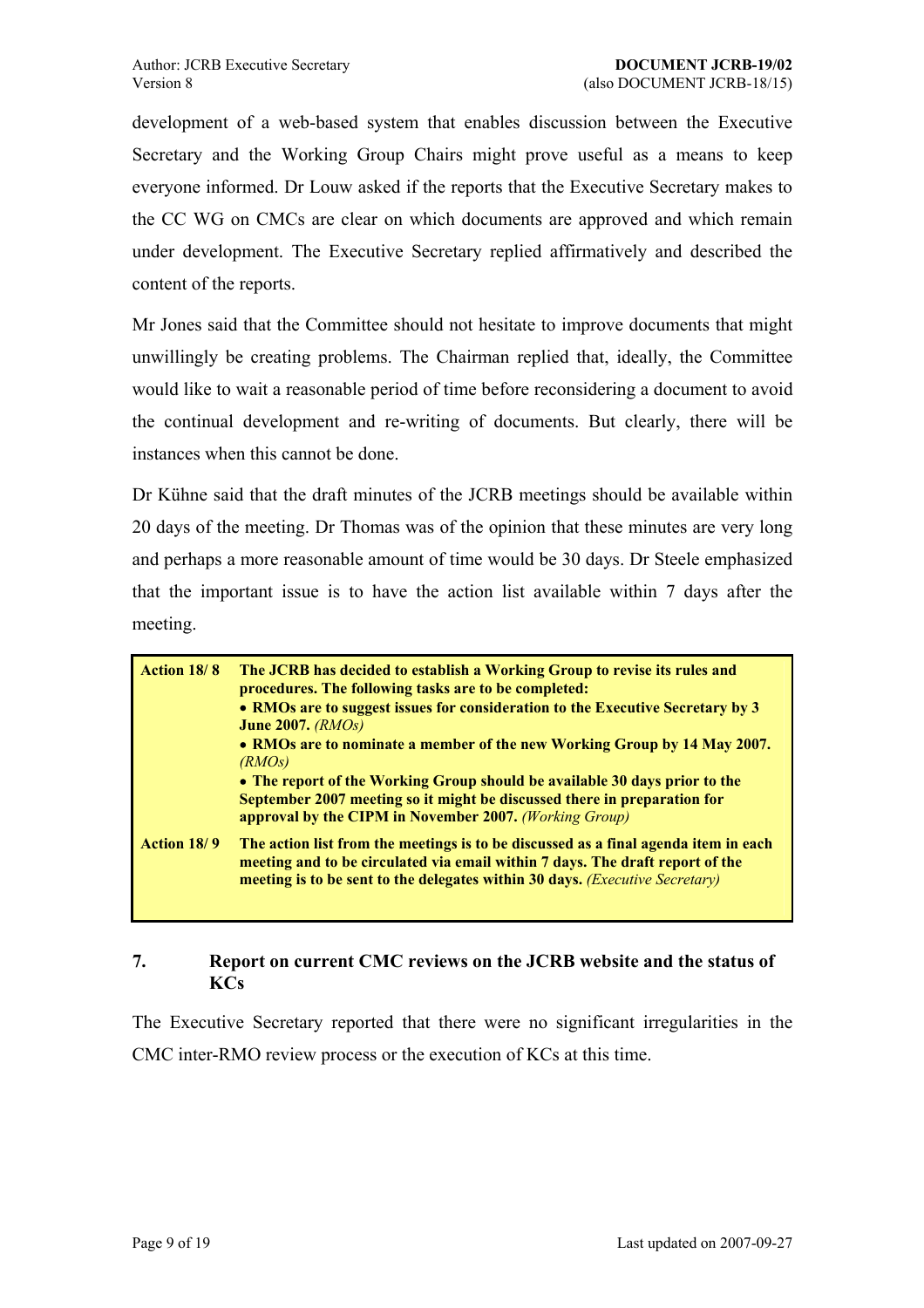development of a web-based system that enables discussion between the Executive Secretary and the Working Group Chairs might prove useful as a means to keep everyone informed. Dr Louw asked if the reports that the Executive Secretary makes to the CC WG on CMCs are clear on which documents are approved and which remain under development. The Executive Secretary replied affirmatively and described the content of the reports.

Mr Jones said that the Committee should not hesitate to improve documents that might unwillingly be creating problems. The Chairman replied that, ideally, the Committee would like to wait a reasonable period of time before reconsidering a document to avoid the continual development and re-writing of documents. But clearly, there will be instances when this cannot be done.

Dr Kühne said that the draft minutes of the JCRB meetings should be available within 20 days of the meeting. Dr Thomas was of the opinion that these minutes are very long and perhaps a more reasonable amount of time would be 30 days. Dr Steele emphasized that the important issue is to have the action list available within 7 days after the meeting.

| | |
|---|---|
| **Action 18/ 8** | **The JCRB has decided to establish a Working Group to revise its rules and procedures. The following tasks are to be completed:**<br>• **RMOs are to suggest issues for consideration to the Executive Secretary by 3 June 2007.** *(RMOs)*<br>• **RMOs are to nominate a member of the new Working Group by 14 May 2007.** *(RMOs)*<br>• **The report of the Working Group should be available 30 days prior to the September 2007 meeting so it might be discussed there in preparation for approval by the CIPM in November 2007.** *(Working Group)* |
| **Action 18/ 9** | **The action list from the meetings is to be discussed as a final agenda item in each meeting and to be circulated via email within 7 days. The draft report of the meeting is to be sent to the delegates within 30 days.** *(Executive Secretary)* |

## 7. Report on current CMC reviews on the JCRB website and the status of KCs

The Executive Secretary reported that there were no significant irregularities in the CMC inter-RMO review process or the execution of KCs at this time.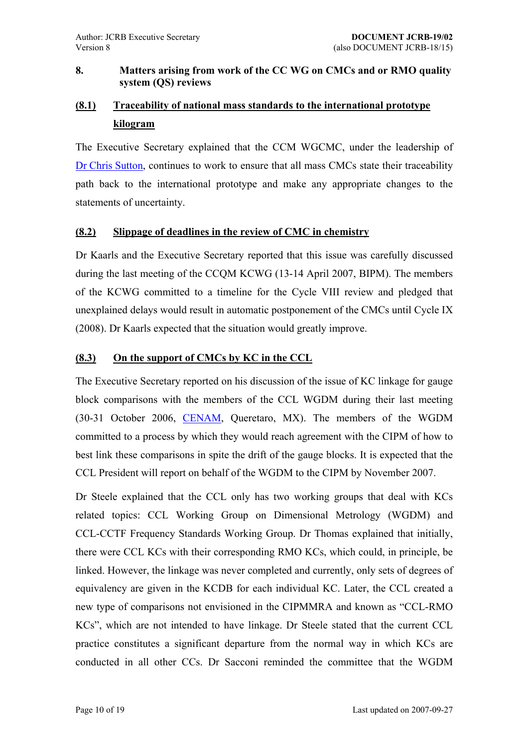## 8. Matters arising from work of the CC WG on CMCs and or RMO quality system (QS) reviews

### (8.1) Traceability of national mass standards to the international prototype kilogram

The Executive Secretary explained that the CCM WGCMC, under the leadership of Dr Chris Sutton, continues to work to ensure that all mass CMCs state their traceability path back to the international prototype and make any appropriate changes to the statements of uncertainty.

### (8.2) Slippage of deadlines in the review of CMC in chemistry

Dr Kaarls and the Executive Secretary reported that this issue was carefully discussed during the last meeting of the CCQM KCWG (13-14 April 2007, BIPM). The members of the KCWG committed to a timeline for the Cycle VIII review and pledged that unexplained delays would result in automatic postponement of the CMCs until Cycle IX (2008). Dr Kaarls expected that the situation would greatly improve.

### (8.3) On the support of CMCs by KC in the CCL

The Executive Secretary reported on his discussion of the issue of KC linkage for gauge block comparisons with the members of the CCL WGDM during their last meeting (30-31 October 2006, CENAM, Queretaro, MX). The members of the WGDM committed to a process by which they would reach agreement with the CIPM of how to best link these comparisons in spite the drift of the gauge blocks. It is expected that the CCL President will report on behalf of the WGDM to the CIPM by November 2007.

Dr Steele explained that the CCL only has two working groups that deal with KCs related topics: CCL Working Group on Dimensional Metrology (WGDM) and CCL-CCTF Frequency Standards Working Group. Dr Thomas explained that initially, there were CCL KCs with their corresponding RMO KCs, which could, in principle, be linked. However, the linkage was never completed and currently, only sets of degrees of equivalency are given in the KCDB for each individual KC. Later, the CCL created a new type of comparisons not envisioned in the CIPMMRA and known as "CCL-RMO KCs", which are not intended to have linkage. Dr Steele stated that the current CCL practice constitutes a significant departure from the normal way in which KCs are conducted in all other CCs. Dr Sacconi reminded the committee that the WGDM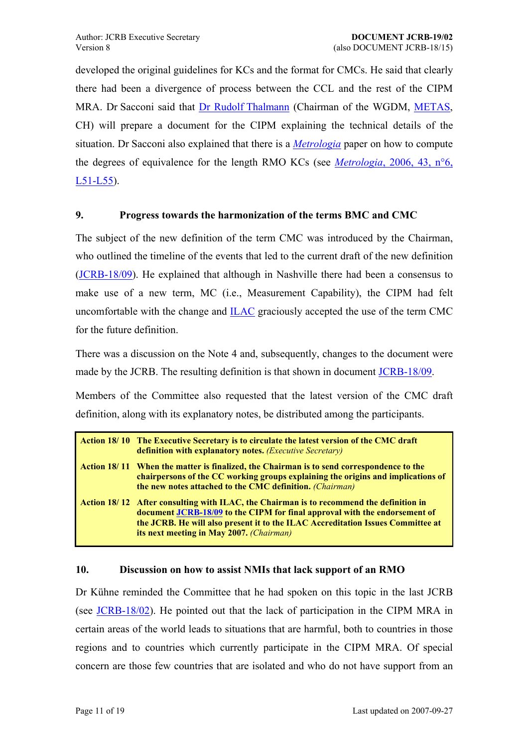developed the original guidelines for KCs and the format for CMCs. He said that clearly there had been a divergence of process between the CCL and the rest of the CIPM MRA. Dr Sacconi said that Dr Rudolf Thalmann (Chairman of the WGDM, METAS, CH) will prepare a document for the CIPM explaining the technical details of the situation. Dr Sacconi also explained that there is a *Metrologia* paper on how to compute the degrees of equivalence for the length RMO KCs (see *Metrologia*, 2006, 43, n°6, L51-L55).

## 9. Progress towards the harmonization of the terms BMC and CMC

The subject of the new definition of the term CMC was introduced by the Chairman, who outlined the timeline of the events that led to the current draft of the new definition (JCRB-18/09). He explained that although in Nashville there had been a consensus to make use of a new term, MC (i.e., Measurement Capability), the CIPM had felt uncomfortable with the change and ILAC graciously accepted the use of the term CMC for the future definition.

There was a discussion on the Note 4 and, subsequently, changes to the document were made by the JCRB. The resulting definition is that shown in document JCRB-18/09.

Members of the Committee also requested that the latest version of the CMC draft definition, along with its explanatory notes, be distributed among the participants.

| | |
|---|---|
| **Action 18/ 10** | **The Executive Secretary is to circulate the latest version of the CMC draft definition with explanatory notes.** *(Executive Secretary)* |
| **Action 18/ 11** | **When the matter is finalized, the Chairman is to send correspondence to the chairpersons of the CC working groups explaining the origins and implications of the new notes attached to the CMC definition.** *(Chairman)* |
| **Action 18/ 12** | **After consulting with ILAC, the Chairman is to recommend the definition in document JCRB-18/09 to the CIPM for final approval with the endorsement of the JCRB. He will also present it to the ILAC Accreditation Issues Committee at its next meeting in May 2007.** *(Chairman)* |

## 10. Discussion on how to assist NMIs that lack support of an RMO

Dr Kühne reminded the Committee that he had spoken on this topic in the last JCRB (see JCRB-18/02). He pointed out that the lack of participation in the CIPM MRA in certain areas of the world leads to situations that are harmful, both to countries in those regions and to countries which currently participate in the CIPM MRA. Of special concern are those few countries that are isolated and who do not have support from an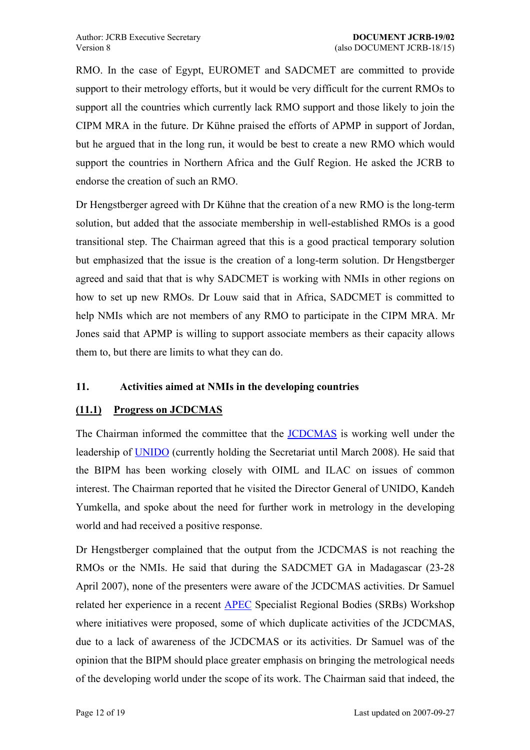RMO. In the case of Egypt, EUROMET and SADCMET are committed to provide support to their metrology efforts, but it would be very difficult for the current RMOs to support all the countries which currently lack RMO support and those likely to join the CIPM MRA in the future. Dr Kühne praised the efforts of APMP in support of Jordan, but he argued that in the long run, it would be best to create a new RMO which would support the countries in Northern Africa and the Gulf Region. He asked the JCRB to endorse the creation of such an RMO.

Dr Hengstberger agreed with Dr Kühne that the creation of a new RMO is the long-term solution, but added that the associate membership in well-established RMOs is a good transitional step. The Chairman agreed that this is a good practical temporary solution but emphasized that the issue is the creation of a long-term solution. Dr Hengstberger agreed and said that that is why SADCMET is working with NMIs in other regions on how to set up new RMOs. Dr Louw said that in Africa, SADCMET is committed to help NMIs which are not members of any RMO to participate in the CIPM MRA. Mr Jones said that APMP is willing to support associate members as their capacity allows them to, but there are limits to what they can do.

## 11. Activities aimed at NMIs in the developing countries

### (11.1) Progress on JCDCMAS

The Chairman informed the committee that the JCDCMAS is working well under the leadership of UNIDO (currently holding the Secretariat until March 2008). He said that the BIPM has been working closely with OIML and ILAC on issues of common interest. The Chairman reported that he visited the Director General of UNIDO, Kandeh Yumkella, and spoke about the need for further work in metrology in the developing world and had received a positive response.

Dr Hengstberger complained that the output from the JCDCMAS is not reaching the RMOs or the NMIs. He said that during the SADCMET GA in Madagascar (23-28 April 2007), none of the presenters were aware of the JCDCMAS activities. Dr Samuel related her experience in a recent APEC Specialist Regional Bodies (SRBs) Workshop where initiatives were proposed, some of which duplicate activities of the JCDCMAS, due to a lack of awareness of the JCDCMAS or its activities. Dr Samuel was of the opinion that the BIPM should place greater emphasis on bringing the metrological needs of the developing world under the scope of its work. The Chairman said that indeed, the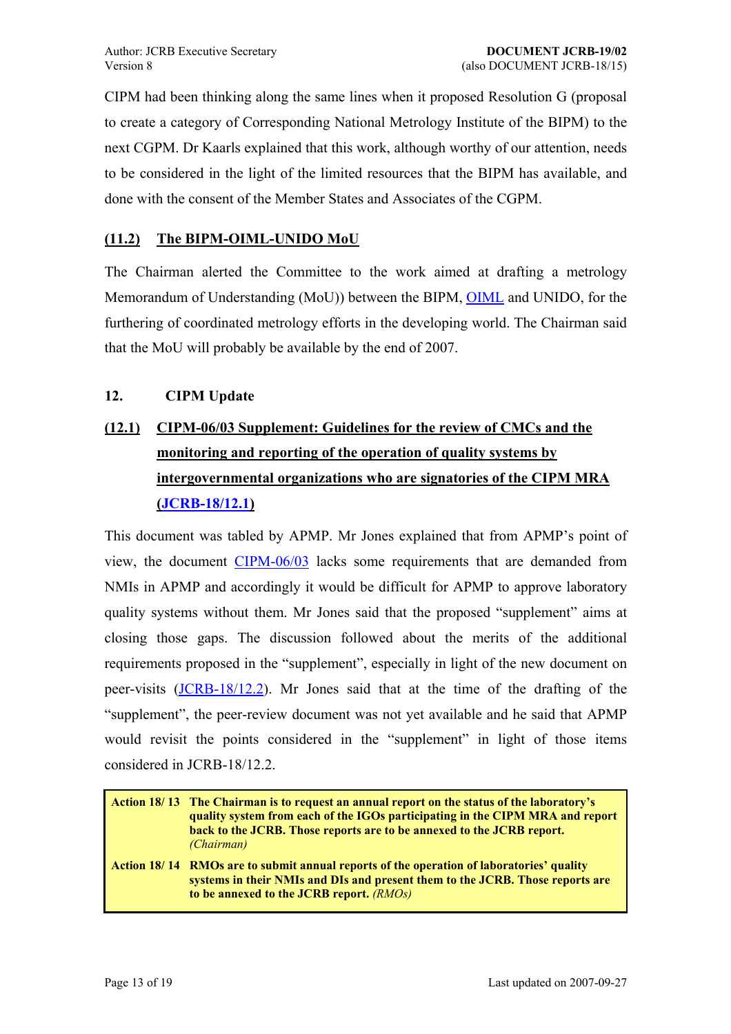CIPM had been thinking along the same lines when it proposed Resolution G (proposal to create a category of Corresponding National Metrology Institute of the BIPM) to the next CGPM. Dr Kaarls explained that this work, although worthy of our attention, needs to be considered in the light of the limited resources that the BIPM has available, and done with the consent of the Member States and Associates of the CGPM.

### (11.2) The BIPM-OIML-UNIDO MoU

The Chairman alerted the Committee to the work aimed at drafting a metrology Memorandum of Understanding (MoU)) between the BIPM, OIML and UNIDO, for the furthering of coordinated metrology efforts in the developing world. The Chairman said that the MoU will probably be available by the end of 2007.

## 12. CIPM Update

### (12.1) CIPM-06/03 Supplement: Guidelines for the review of CMCs and the monitoring and reporting of the operation of quality systems by intergovernmental organizations who are signatories of the CIPM MRA (JCRB-18/12.1)

This document was tabled by APMP. Mr Jones explained that from APMP's point of view, the document CIPM-06/03 lacks some requirements that are demanded from NMIs in APMP and accordingly it would be difficult for APMP to approve laboratory quality systems without them. Mr Jones said that the proposed "supplement" aims at closing those gaps. The discussion followed about the merits of the additional requirements proposed in the "supplement", especially in light of the new document on peer-visits (JCRB-18/12.2). Mr Jones said that at the time of the drafting of the "supplement", the peer-review document was not yet available and he said that APMP would revisit the points considered in the "supplement" in light of those items considered in JCRB-18/12.2.

| | |
|---|---|
| **Action 18/ 13** | **The Chairman is to request an annual report on the status of the laboratory's quality system from each of the IGOs participating in the CIPM MRA and report back to the JCRB. Those reports are to be annexed to the JCRB report.** *(Chairman)* |
| **Action 18/ 14** | **RMOs are to submit annual reports of the operation of laboratories' quality systems in their NMIs and DIs and present them to the JCRB. Those reports are to be annexed to the JCRB report.** *(RMOs)* |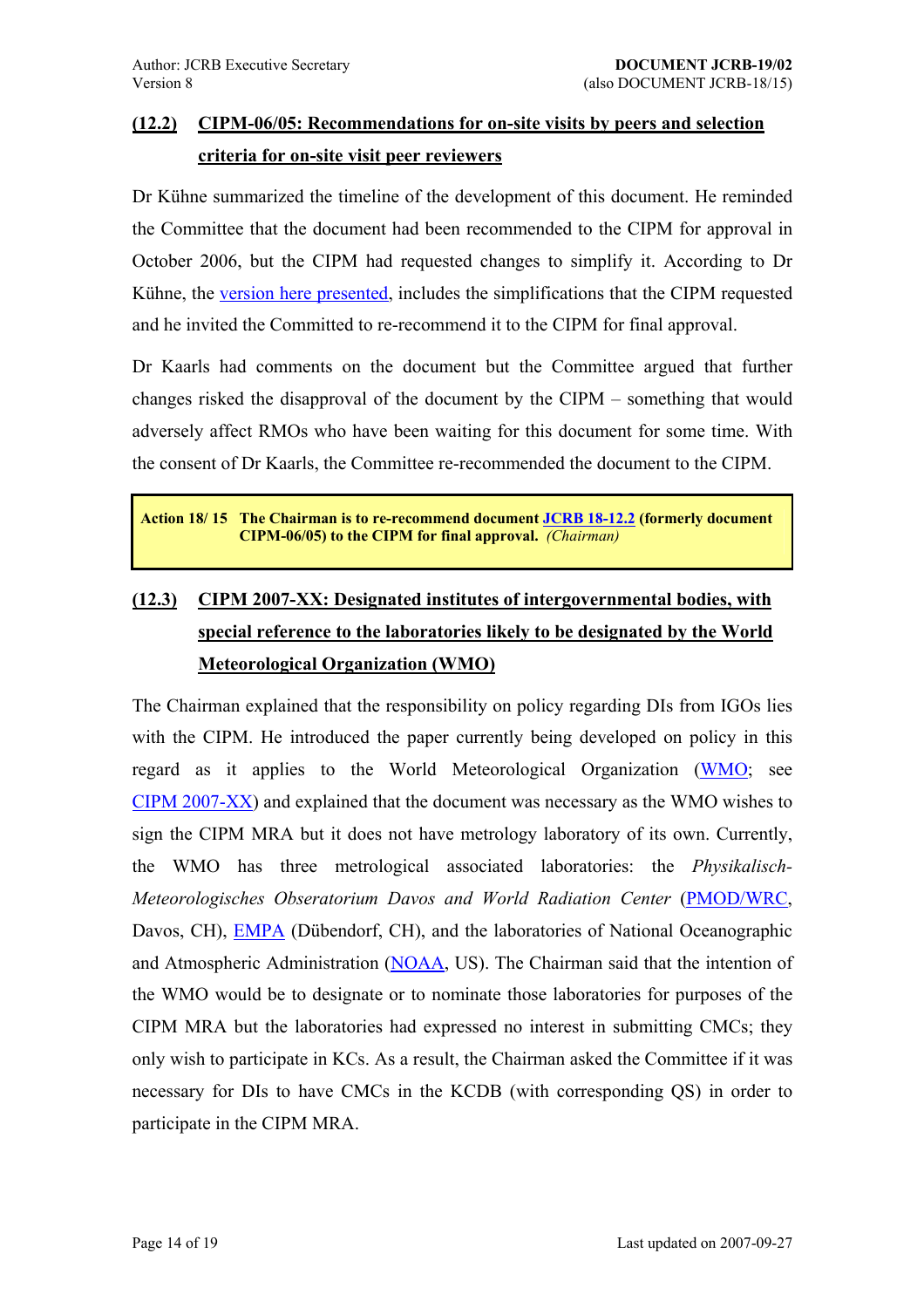## (12.2) CIPM-06/05: Recommendations for on-site visits by peers and selection criteria for on-site visit peer reviewers

Dr Kühne summarized the timeline of the development of this document. He reminded the Committee that the document had been recommended to the CIPM for approval in October 2006, but the CIPM had requested changes to simplify it. According to Dr Kühne, the version here presented, includes the simplifications that the CIPM requested and he invited the Committed to re-recommend it to the CIPM for final approval.

Dr Kaarls had comments on the document but the Committee argued that further changes risked the disapproval of the document by the CIPM – something that would adversely affect RMOs who have been waiting for this document for some time. With the consent of Dr Kaarls, the Committee re-recommended the document to the CIPM.

> **Action 18/ 15 The Chairman is to re-recommend document JCRB 18-12.2 (formerly document CIPM-06/05) to the CIPM for final approval.** *(Chairman)*

## (12.3) CIPM 2007-XX: Designated institutes of intergovernmental bodies, with special reference to the laboratories likely to be designated by the World Meteorological Organization (WMO)

The Chairman explained that the responsibility on policy regarding DIs from IGOs lies with the CIPM. He introduced the paper currently being developed on policy in this regard as it applies to the World Meteorological Organization (WMO; see CIPM 2007-XX) and explained that the document was necessary as the WMO wishes to sign the CIPM MRA but it does not have metrology laboratory of its own. Currently, the WMO has three metrological associated laboratories: the *Physikalisch-Meteorologisches Obseratorium Davos and World Radiation Center* (PMOD/WRC, Davos, CH), EMPA (Dübendorf, CH), and the laboratories of National Oceanographic and Atmospheric Administration (NOAA, US). The Chairman said that the intention of the WMO would be to designate or to nominate those laboratories for purposes of the CIPM MRA but the laboratories had expressed no interest in submitting CMCs; they only wish to participate in KCs. As a result, the Chairman asked the Committee if it was necessary for DIs to have CMCs in the KCDB (with corresponding QS) in order to participate in the CIPM MRA.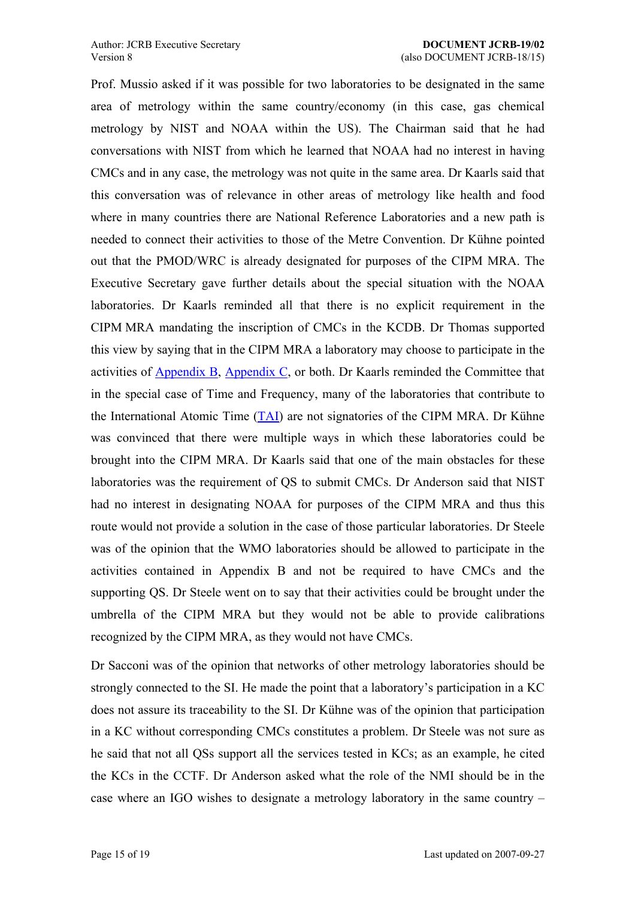Prof. Mussio asked if it was possible for two laboratories to be designated in the same area of metrology within the same country/economy (in this case, gas chemical metrology by NIST and NOAA within the US). The Chairman said that he had conversations with NIST from which he learned that NOAA had no interest in having CMCs and in any case, the metrology was not quite in the same area. Dr Kaarls said that this conversation was of relevance in other areas of metrology like health and food where in many countries there are National Reference Laboratories and a new path is needed to connect their activities to those of the Metre Convention. Dr Kühne pointed out that the PMOD/WRC is already designated for purposes of the CIPM MRA. The Executive Secretary gave further details about the special situation with the NOAA laboratories. Dr Kaarls reminded all that there is no explicit requirement in the CIPM MRA mandating the inscription of CMCs in the KCDB. Dr Thomas supported this view by saying that in the CIPM MRA a laboratory may choose to participate in the activities of Appendix B, Appendix C, or both. Dr Kaarls reminded the Committee that in the special case of Time and Frequency, many of the laboratories that contribute to the International Atomic Time (TAI) are not signatories of the CIPM MRA. Dr Kühne was convinced that there were multiple ways in which these laboratories could be brought into the CIPM MRA. Dr Kaarls said that one of the main obstacles for these laboratories was the requirement of QS to submit CMCs. Dr Anderson said that NIST had no interest in designating NOAA for purposes of the CIPM MRA and thus this route would not provide a solution in the case of those particular laboratories. Dr Steele was of the opinion that the WMO laboratories should be allowed to participate in the activities contained in Appendix B and not be required to have CMCs and the supporting QS. Dr Steele went on to say that their activities could be brought under the umbrella of the CIPM MRA but they would not be able to provide calibrations recognized by the CIPM MRA, as they would not have CMCs.

Dr Sacconi was of the opinion that networks of other metrology laboratories should be strongly connected to the SI. He made the point that a laboratory's participation in a KC does not assure its traceability to the SI. Dr Kühne was of the opinion that participation in a KC without corresponding CMCs constitutes a problem. Dr Steele was not sure as he said that not all QSs support all the services tested in KCs; as an example, he cited the KCs in the CCTF. Dr Anderson asked what the role of the NMI should be in the case where an IGO wishes to designate a metrology laboratory in the same country –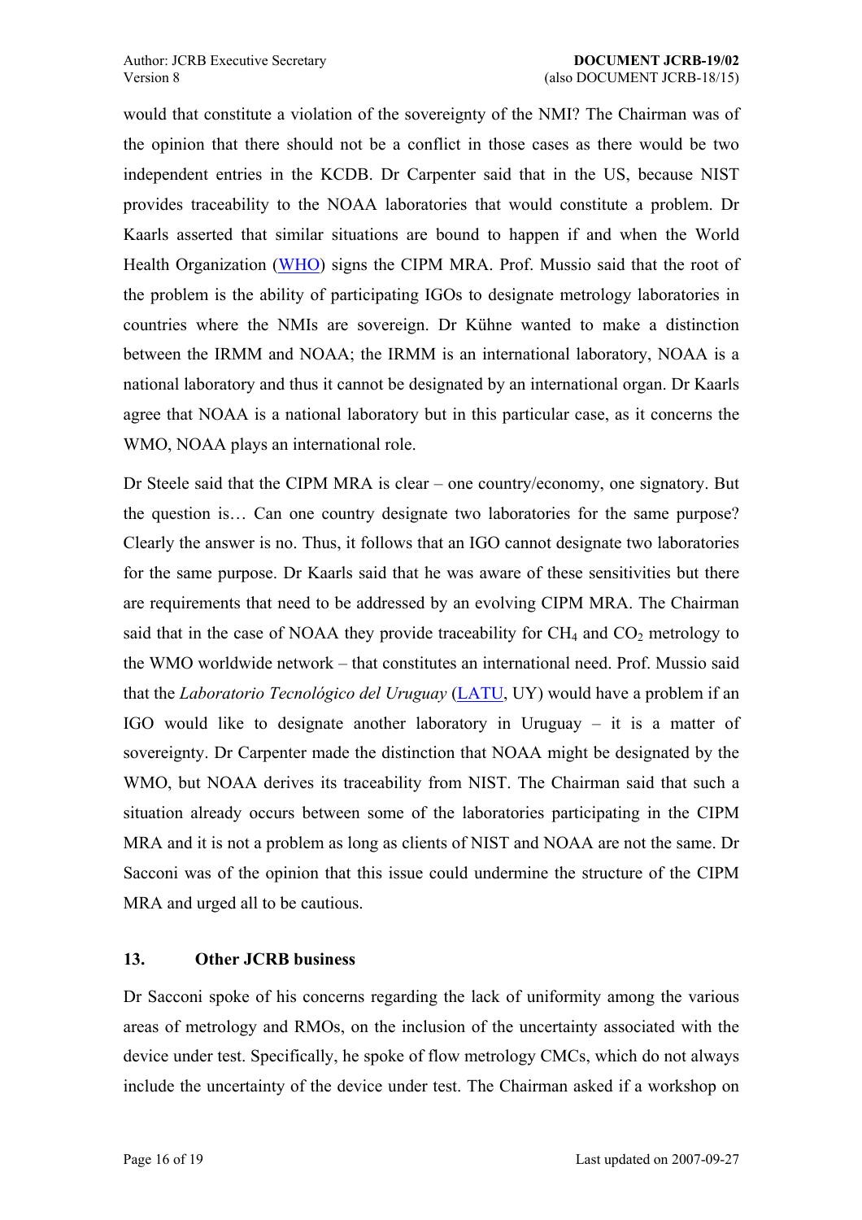would that constitute a violation of the sovereignty of the NMI? The Chairman was of the opinion that there should not be a conflict in those cases as there would be two independent entries in the KCDB. Dr Carpenter said that in the US, because NIST provides traceability to the NOAA laboratories that would constitute a problem. Dr Kaarls asserted that similar situations are bound to happen if and when the World Health Organization (WHO) signs the CIPM MRA. Prof. Mussio said that the root of the problem is the ability of participating IGOs to designate metrology laboratories in countries where the NMIs are sovereign. Dr Kühne wanted to make a distinction between the IRMM and NOAA; the IRMM is an international laboratory, NOAA is a national laboratory and thus it cannot be designated by an international organ. Dr Kaarls agree that NOAA is a national laboratory but in this particular case, as it concerns the WMO, NOAA plays an international role.

Dr Steele said that the CIPM MRA is clear – one country/economy, one signatory. But the question is… Can one country designate two laboratories for the same purpose? Clearly the answer is no. Thus, it follows that an IGO cannot designate two laboratories for the same purpose. Dr Kaarls said that he was aware of these sensitivities but there are requirements that need to be addressed by an evolving CIPM MRA. The Chairman said that in the case of NOAA they provide traceability for $CH_4$ and $CO_2$ metrology to the WMO worldwide network – that constitutes an international need. Prof. Mussio said that the *Laboratorio Tecnológico del Uruguay* (LATU, UY) would have a problem if an IGO would like to designate another laboratory in Uruguay – it is a matter of sovereignty. Dr Carpenter made the distinction that NOAA might be designated by the WMO, but NOAA derives its traceability from NIST. The Chairman said that such a situation already occurs between some of the laboratories participating in the CIPM MRA and it is not a problem as long as clients of NIST and NOAA are not the same. Dr Sacconi was of the opinion that this issue could undermine the structure of the CIPM MRA and urged all to be cautious.

## 13. Other JCRB business

Dr Sacconi spoke of his concerns regarding the lack of uniformity among the various areas of metrology and RMOs, on the inclusion of the uncertainty associated with the device under test. Specifically, he spoke of flow metrology CMCs, which do not always include the uncertainty of the device under test. The Chairman asked if a workshop on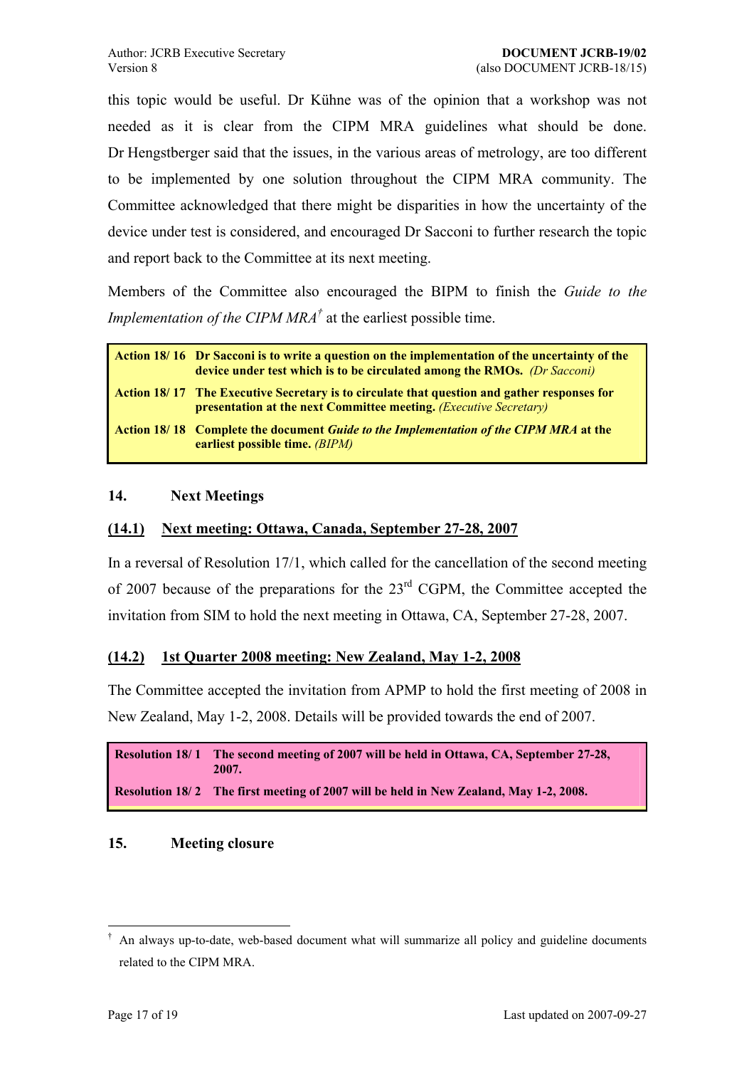this topic would be useful. Dr Kühne was of the opinion that a workshop was not needed as it is clear from the CIPM MRA guidelines what should be done. Dr Hengstberger said that the issues, in the various areas of metrology, are too different to be implemented by one solution throughout the CIPM MRA community. The Committee acknowledged that there might be disparities in how the uncertainty of the device under test is considered, and encouraged Dr Sacconi to further research the topic and report back to the Committee at its next meeting.

Members of the Committee also encouraged the BIPM to finish the *Guide to the Implementation of the CIPM MRA*[†] at the earliest possible time.

| | |
|---|---|
| **Action 18/ 16** | **Dr Sacconi is to write a question on the implementation of the uncertainty of the device under test which is to be circulated among the RMOs.** *(Dr Sacconi)* |
| **Action 18/ 17** | **The Executive Secretary is to circulate that question and gather responses for presentation at the next Committee meeting.** *(Executive Secretary)* |
| **Action 18/ 18** | **Complete the document *Guide to the Implementation of the CIPM MRA* at the earliest possible time.** *(BIPM)* |

## 14. Next Meetings

### (14.1) Next meeting: Ottawa, Canada, September 27-28, 2007

In a reversal of Resolution 17/1, which called for the cancellation of the second meeting of 2007 because of the preparations for the 23rd CGPM, the Committee accepted the invitation from SIM to hold the next meeting in Ottawa, CA, September 27-28, 2007.

### (14.2) 1st Quarter 2008 meeting: New Zealand, May 1-2, 2008

The Committee accepted the invitation from APMP to hold the first meeting of 2008 in New Zealand, May 1-2, 2008. Details will be provided towards the end of 2007.

| | |
|---|---|
| **Resolution 18/ 1** | **The second meeting of 2007 will be held in Ottawa, CA, September 27-28, 2007.** |
| **Resolution 18/ 2** | **The first meeting of 2007 will be held in New Zealand, May 1-2, 2008.** |

## 15. Meeting closure

[†] An always up-to-date, web-based document what will summarize all policy and guideline documents related to the CIPM MRA.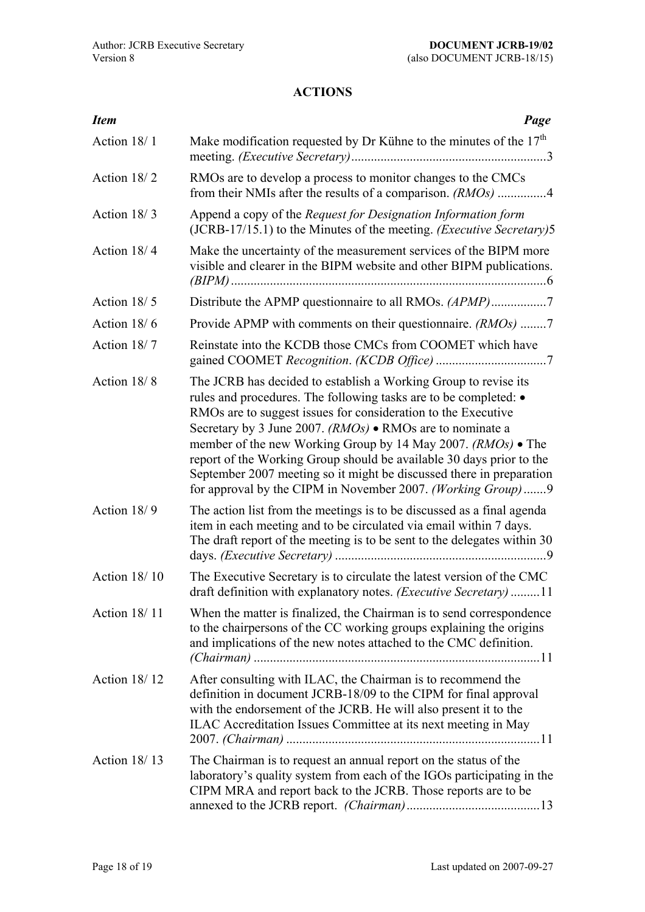## ACTIONS

| *Item* | | *Page* |
|---|---|---|
| Action 18/ 1 | Make modification requested by Dr Kühne to the minutes of the 17th meeting. *(Executive Secretary)* | 3 |
| Action 18/ 2 | RMOs are to develop a process to monitor changes to the CMCs from their NMIs after the results of a comparison. *(RMOs)* | 4 |
| Action 18/ 3 | Append a copy of the *Request for Designation Information form* (JCRB-17/15.1) to the Minutes of the meeting. *(Executive Secretary)* | 5 |
| Action 18/ 4 | Make the uncertainty of the measurement services of the BIPM more visible and clearer in the BIPM website and other BIPM publications. *(BIPM)* | 6 |
| Action 18/ 5 | Distribute the APMP questionnaire to all RMOs. *(APMP)* | 7 |
| Action 18/ 6 | Provide APMP with comments on their questionnaire. *(RMOs)* | 7 |
| Action 18/ 7 | Reinstate into the KCDB those CMCs from COOMET which have gained COOMET *Recognition*. *(KCDB Office)* | 7 |
| Action 18/ 8 | The JCRB has decided to establish a Working Group to revise its rules and procedures. The following tasks are to be completed: • RMOs are to suggest issues for consideration to the Executive Secretary by 3 June 2007. *(RMOs)* • RMOs are to nominate a member of the new Working Group by 14 May 2007. *(RMOs)* • The report of the Working Group should be available 30 days prior to the September 2007 meeting so it might be discussed there in preparation for approval by the CIPM in November 2007. *(Working Group)* | 9 |
| Action 18/ 9 | The action list from the meetings is to be discussed as a final agenda item in each meeting and to be circulated via email within 7 days. The draft report of the meeting is to be sent to the delegates within 30 days. *(Executive Secretary)* | 9 |
| Action 18/ 10 | The Executive Secretary is to circulate the latest version of the CMC draft definition with explanatory notes. *(Executive Secretary)* | 11 |
| Action 18/ 11 | When the matter is finalized, the Chairman is to send correspondence to the chairpersons of the CC working groups explaining the origins and implications of the new notes attached to the CMC definition. *(Chairman)* | 11 |
| Action 18/ 12 | After consulting with ILAC, the Chairman is to recommend the definition in document JCRB-18/09 to the CIPM for final approval with the endorsement of the JCRB. He will also present it to the ILAC Accreditation Issues Committee at its next meeting in May 2007. *(Chairman)* | 11 |
| Action 18/ 13 | The Chairman is to request an annual report on the status of the laboratory's quality system from each of the IGOs participating in the CIPM MRA and report back to the JCRB. Those reports are to be annexed to the JCRB report. *(Chairman)* | 13 |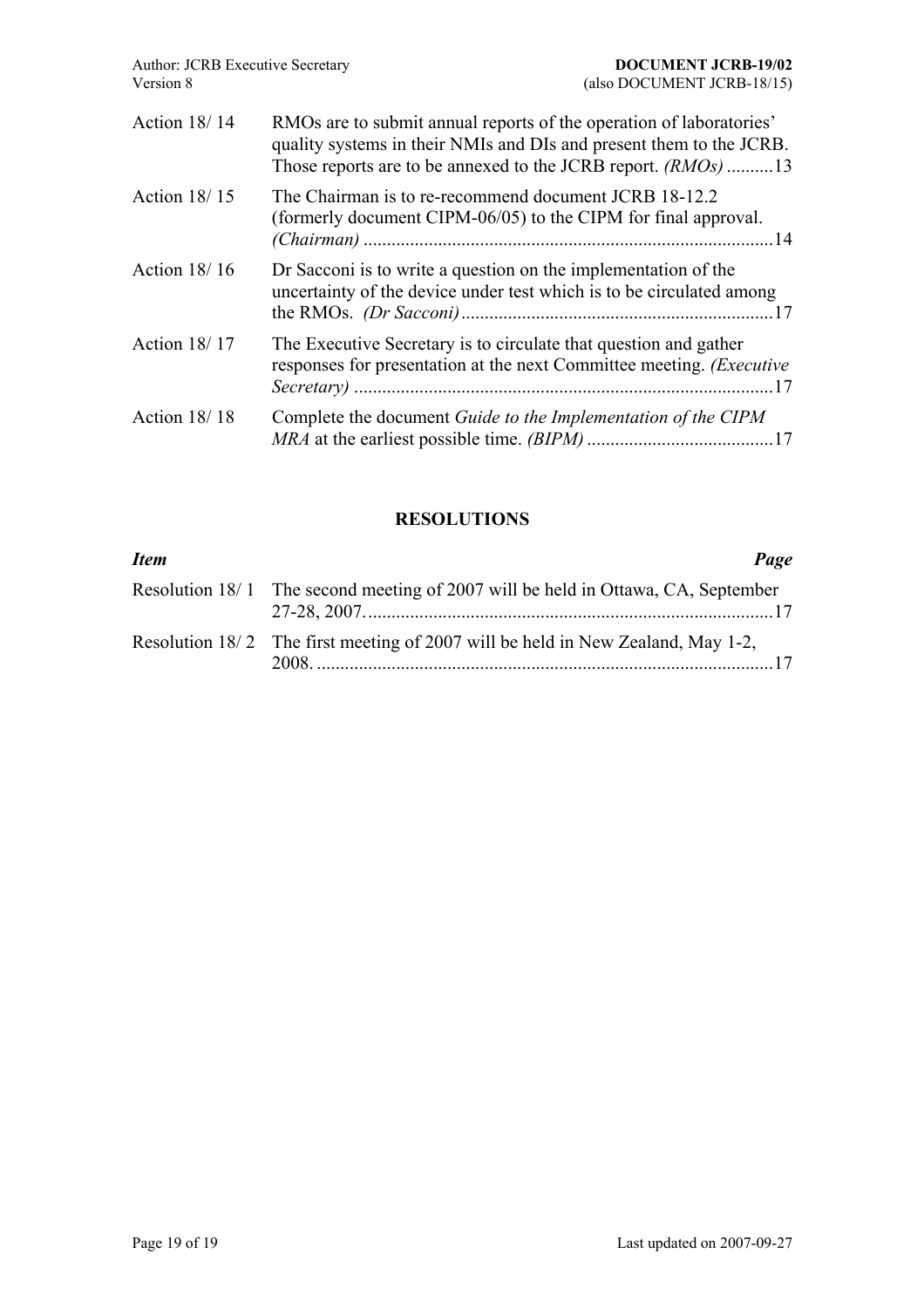| | | |
|---|---|---|
| Action 18/ 14 | RMOs are to submit annual reports of the operation of laboratories' quality systems in their NMIs and DIs and present them to the JCRB. Those reports are to be annexed to the JCRB report. *(RMOs)* | 13 |
| Action 18/ 15 | The Chairman is to re-recommend document JCRB 18-12.2 (formerly document CIPM-06/05) to the CIPM for final approval. *(Chairman)* | 14 |
| Action 18/ 16 | Dr Sacconi is to write a question on the implementation of the uncertainty of the device under test which is to be circulated among the RMOs. *(Dr Sacconi)* | 17 |
| Action 18/ 17 | The Executive Secretary is to circulate that question and gather responses for presentation at the next Committee meeting. *(Executive Secretary)* | 17 |
| Action 18/ 18 | Complete the document *Guide to the Implementation of the CIPM MRA* at the earliest possible time. *(BIPM)* | 17 |

## RESOLUTIONS

| ***Item*** | | ***Page*** |
|---|---|---|
| Resolution 18/ 1 | The second meeting of 2007 will be held in Ottawa, CA, September 27-28, 2007. | 17 |
| Resolution 18/ 2 | The first meeting of 2007 will be held in New Zealand, May 1-2, 2008. | 17 |